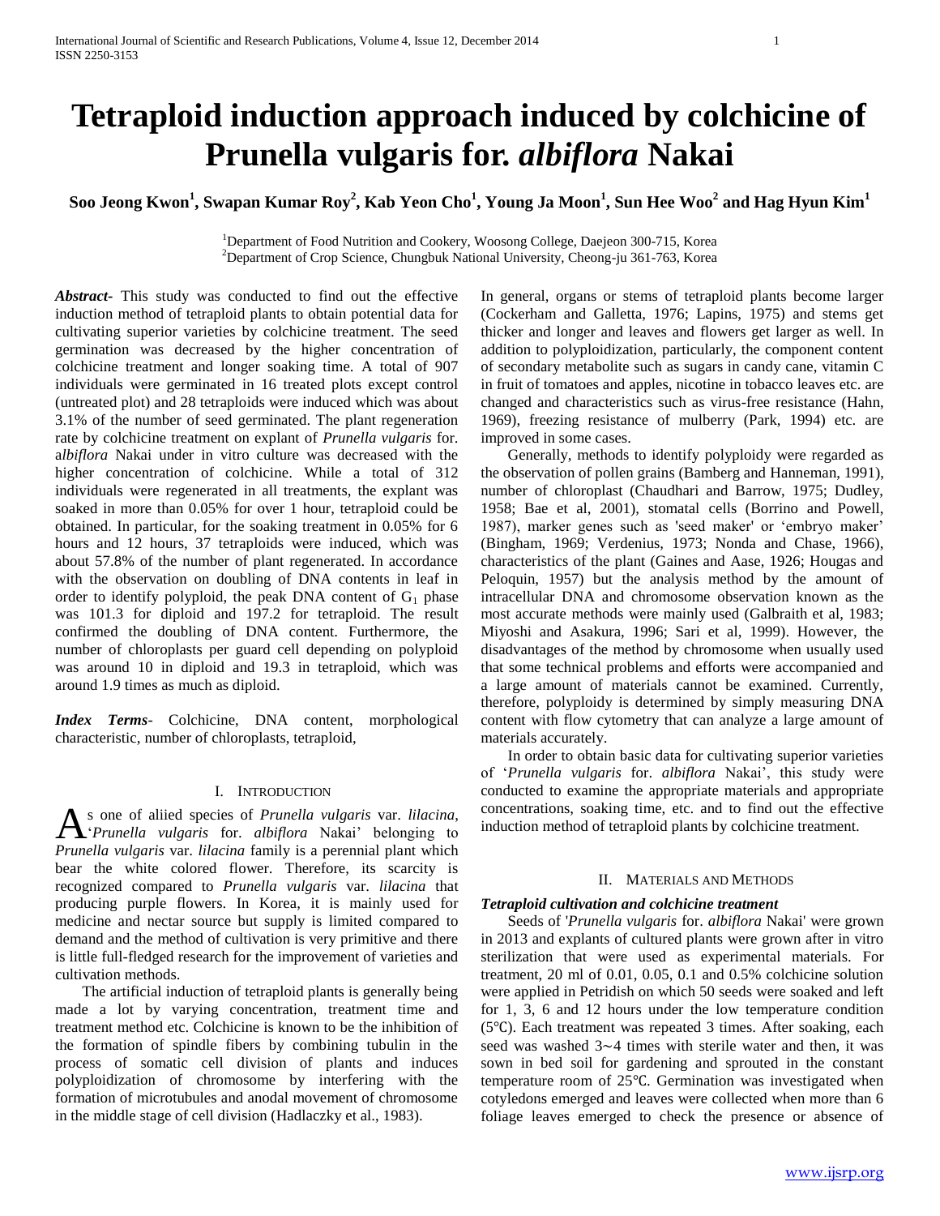# Tetraploid induction approach induced by colchicine of Prunella vulgaris for. *albiflora* Nakai

**Soo Jeong Kwon[1], Swapan Kumar Roy[2], Kab Yeon Cho[1], Young Ja Moon[1], Sun Hee Woo[2] and Hag Hyun Kim[1]**

[1]Department of Food Nutrition and Cookery, Woosong College, Daejeon 300-715, Korea
[2]Department of Crop Science, Chungbuk National University, Cheong-ju 361-763, Korea

***Abstract-*** This study was conducted to find out the effective induction method of tetraploid plants to obtain potential data for cultivating superior varieties by colchicine treatment. The seed germination was decreased by the higher concentration of colchicine treatment and longer soaking time. A total of 907 individuals were germinated in 16 treated plots except control (untreated plot) and 28 tetraploids were induced which was about 3.1% of the number of seed germinated. The plant regeneration rate by colchicine treatment on explant of *Prunella vulgaris* for. a*lbiflora* Nakai under in vitro culture was decreased with the higher concentration of colchicine. While a total of 312 individuals were regenerated in all treatments, the explant was soaked in more than 0.05% for over 1 hour, tetraploid could be obtained. In particular, for the soaking treatment in 0.05% for 6 hours and 12 hours, 37 tetraploids were induced, which was about 57.8% of the number of plant regenerated. In accordance with the observation on doubling of DNA contents in leaf in order to identify polyploid, the peak DNA content of $G_1$ phase was 101.3 for diploid and 197.2 for tetraploid. The result confirmed the doubling of DNA content. Furthermore, the number of chloroplasts per guard cell depending on polyploid was around 10 in diploid and 19.3 in tetraploid, which was around 1.9 times as much as diploid.

***Index Terms*-** Colchicine, DNA content, morphological characteristic, number of chloroplasts, tetraploid,

## I. Introduction

As one of aliied species of *Prunella vulgaris* var. *lilacina*, '*Prunella vulgaris* for. *albiflora* Nakai' belonging to *Prunella vulgaris* var. *lilacina* family is a perennial plant which bear the white colored flower. Therefore, its scarcity is recognized compared to *Prunella vulgaris* var. *lilacina* that producing purple flowers. In Korea, it is mainly used for medicine and nectar source but supply is limited compared to demand and the method of cultivation is very primitive and there is little full-fledged research for the improvement of varieties and cultivation methods.

The artificial induction of tetraploid plants is generally being made a lot by varying concentration, treatment time and treatment method etc. Colchicine is known to be the inhibition of the formation of spindle fibers by combining tubulin in the process of somatic cell division of plants and induces polyploidization of chromosome by interfering with the formation of microtubules and anodal movement of chromosome in the middle stage of cell division (Hadlaczky et al., 1983).

In general, organs or stems of tetraploid plants become larger (Cockerham and Galletta, 1976; Lapins, 1975) and stems get thicker and longer and leaves and flowers get larger as well. In addition to polyploidization, particularly, the component content of secondary metabolite such as sugars in candy cane, vitamin C in fruit of tomatoes and apples, nicotine in tobacco leaves etc. are changed and characteristics such as virus-free resistance (Hahn, 1969), freezing resistance of mulberry (Park, 1994) etc. are improved in some cases.

Generally, methods to identify polyploidy were regarded as the observation of pollen grains (Bamberg and Hanneman, 1991), number of chloroplast (Chaudhari and Barrow, 1975; Dudley, 1958; Bae et al, 2001), stomatal cells (Borrino and Powell, 1987), marker genes such as 'seed maker' or 'embryo maker' (Bingham, 1969; Verdenius, 1973; Nonda and Chase, 1966), characteristics of the plant (Gaines and Aase, 1926; Hougas and Peloquin, 1957) but the analysis method by the amount of intracellular DNA and chromosome observation known as the most accurate methods were mainly used (Galbraith et al, 1983; Miyoshi and Asakura, 1996; Sari et al, 1999). However, the disadvantages of the method by chromosome when usually used that some technical problems and efforts were accompanied and a large amount of materials cannot be examined. Currently, therefore, polyploidy is determined by simply measuring DNA content with flow cytometry that can analyze a large amount of materials accurately.

In order to obtain basic data for cultivating superior varieties of '*Prunella vulgaris* for. *albiflora* Nakai', this study were conducted to examine the appropriate materials and appropriate concentrations, soaking time, etc. and to find out the effective induction method of tetraploid plants by colchicine treatment.

## II. Materials and Methods

### *Tetraploid cultivation and colchicine treatment*

Seeds of '*Prunella vulgaris* for. *albiflora* Nakai' were grown in 2013 and explants of cultured plants were grown after in vitro sterilization that were used as experimental materials. For treatment, 20 ml of 0.01, 0.05, 0.1 and 0.5% colchicine solution were applied in Petridish on which 50 seeds were soaked and left for 1, 3, 6 and 12 hours under the low temperature condition (5℃). Each treatment was repeated 3 times. After soaking, each seed was washed 3~4 times with sterile water and then, it was sown in bed soil for gardening and sprouted in the constant temperature room of 25℃. Germination was investigated when cotyledons emerged and leaves were collected when more than 6 foliage leaves emerged to check the presence or absence of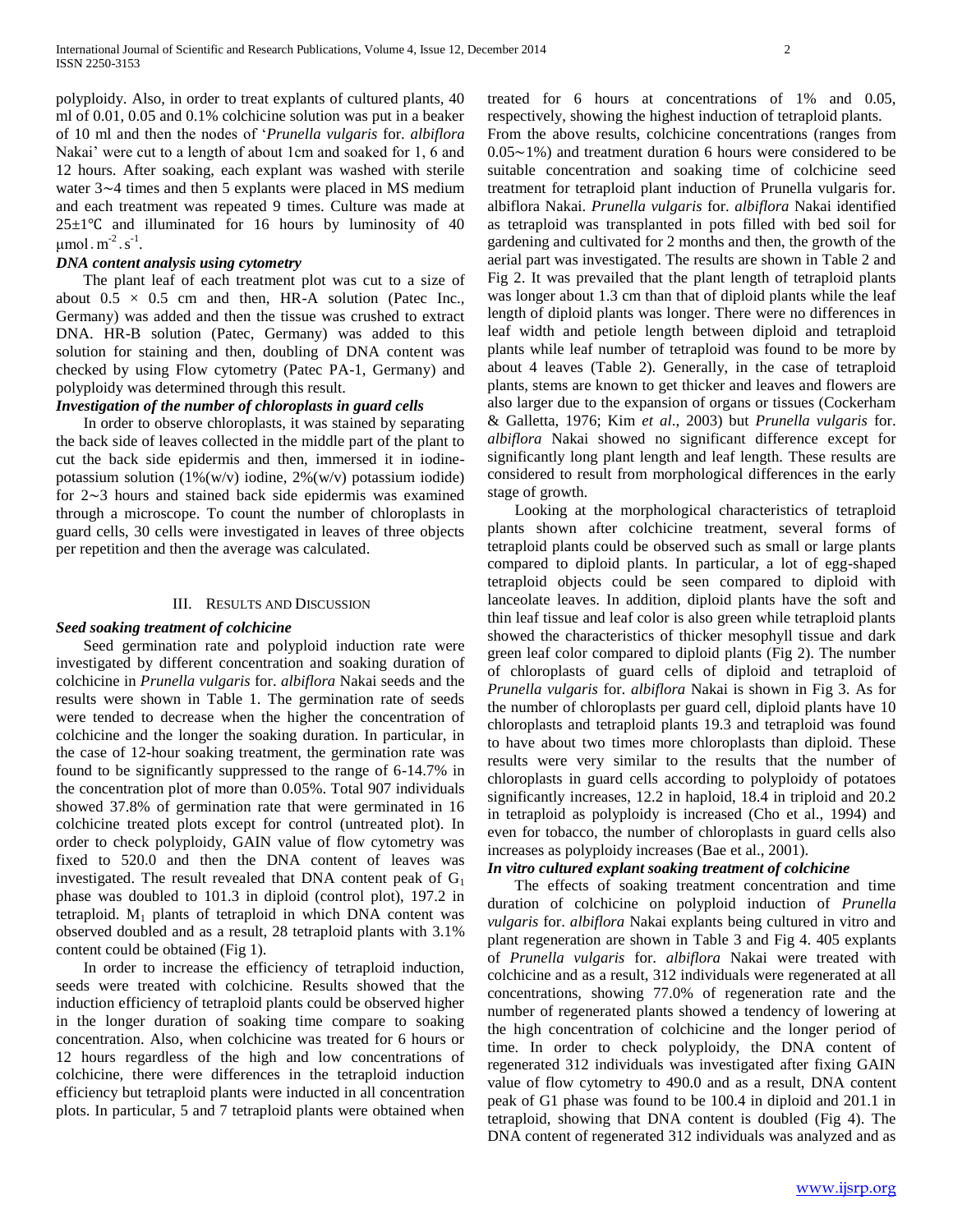polyploidy. Also, in order to treat explants of cultured plants, 40 ml of 0.01, 0.05 and 0.1% colchicine solution was put in a beaker of 10 ml and then the nodes of '*Prunella vulgaris* for. *albiflora* Nakai' were cut to a length of about 1cm and soaked for 1, 6 and 12 hours. After soaking, each explant was washed with sterile water 3∼4 times and then 5 explants were placed in MS medium and each treatment was repeated 9 times. Culture was made at 25±1℃ and illuminated for 16 hours by luminosity of 40 $\mu mol.m^{-2}.s^{-1}$.

### *DNA content analysis using cytometry*

The plant leaf of each treatment plot was cut to a size of about 0.5 × 0.5 cm and then, HR-A solution (Patec Inc., Germany) was added and then the tissue was crushed to extract DNA. HR-B solution (Patec, Germany) was added to this solution for staining and then, doubling of DNA content was checked by using Flow cytometry (Patec PA-1, Germany) and polyploidy was determined through this result.

### *Investigation of the number of chloroplasts in guard cells*

In order to observe chloroplasts, it was stained by separating the back side of leaves collected in the middle part of the plant to cut the back side epidermis and then, immersed it in iodine-potassium solution (1%(w/v) iodine, 2%(w/v) potassium iodide) for 2∼3 hours and stained back side epidermis was examined through a microscope. To count the number of chloroplasts in guard cells, 30 cells were investigated in leaves of three objects per repetition and then the average was calculated.

## III. Results and Discussion

### *Seed soaking treatment of colchicine*

Seed germination rate and polyploid induction rate were investigated by different concentration and soaking duration of colchicine in *Prunella vulgaris* for. *albiflora* Nakai seeds and the results were shown in Table 1. The germination rate of seeds were tended to decrease when the higher the concentration of colchicine and the longer the soaking duration. In particular, in the case of 12-hour soaking treatment, the germination rate was found to be significantly suppressed to the range of 6-14.7% in the concentration plot of more than 0.05%. Total 907 individuals showed 37.8% of germination rate that were germinated in 16 colchicine treated plots except for control (untreated plot). In order to check polyploidy, GAIN value of flow cytometry was fixed to 520.0 and then the DNA content of leaves was investigated. The result revealed that DNA content peak of $G_1$ phase was doubled to 101.3 in diploid (control plot), 197.2 in tetraploid. $M_1$ plants of tetraploid in which DNA content was observed doubled and as a result, 28 tetraploid plants with 3.1% content could be obtained (Fig 1).

In order to increase the efficiency of tetraploid induction, seeds were treated with colchicine. Results showed that the induction efficiency of tetraploid plants could be observed higher in the longer duration of soaking time compare to soaking concentration. Also, when colchicine was treated for 6 hours or 12 hours regardless of the high and low concentrations of colchicine, there were differences in the tetraploid induction efficiency but tetraploid plants were inducted in all concentration plots. In particular, 5 and 7 tetraploid plants were obtained when treated for 6 hours at concentrations of 1% and 0.05, respectively, showing the highest induction of tetraploid plants.

From the above results, colchicine concentrations (ranges from 0.05∼1%) and treatment duration 6 hours were considered to be suitable concentration and soaking time of colchicine seed treatment for tetraploid plant induction of Prunella vulgaris for. albiflora Nakai. *Prunella vulgaris* for. *albiflora* Nakai identified as tetraploid was transplanted in pots filled with bed soil for gardening and cultivated for 2 months and then, the growth of the aerial part was investigated. The results are shown in Table 2 and Fig 2. It was prevailed that the plant length of tetraploid plants was longer about 1.3 cm than that of diploid plants while the leaf length of diploid plants was longer. There were no differences in leaf width and petiole length between diploid and tetraploid plants while leaf number of tetraploid was found to be more by about 4 leaves (Table 2). Generally, in the case of tetraploid plants, stems are known to get thicker and leaves and flowers are also larger due to the expansion of organs or tissues (Cockerham & Galletta, 1976; Kim *et al*., 2003) but *Prunella vulgaris* for. *albiflora* Nakai showed no significant difference except for significantly long plant length and leaf length. These results are considered to result from morphological differences in the early stage of growth.

Looking at the morphological characteristics of tetraploid plants shown after colchicine treatment, several forms of tetraploid plants could be observed such as small or large plants compared to diploid plants. In particular, a lot of egg-shaped tetraploid objects could be seen compared to diploid with lanceolate leaves. In addition, diploid plants have the soft and thin leaf tissue and leaf color is also green while tetraploid plants showed the characteristics of thicker mesophyll tissue and dark green leaf color compared to diploid plants (Fig 2). The number of chloroplasts of guard cells of diploid and tetraploid of *Prunella vulgaris* for. *albiflora* Nakai is shown in Fig 3. As for the number of chloroplasts per guard cell, diploid plants have 10 chloroplasts and tetraploid plants 19.3 and tetraploid was found to have about two times more chloroplasts than diploid. These results were very similar to the results that the number of chloroplasts in guard cells according to polyploidy of potatoes significantly increases, 12.2 in haploid, 18.4 in triploid and 20.2 in tetraploid as polyploidy is increased (Cho et al., 1994) and even for tobacco, the number of chloroplasts in guard cells also increases as polyploidy increases (Bae et al., 2001).

### *In vitro cultured explant soaking treatment of colchicine*

The effects of soaking treatment concentration and time duration of colchicine on polyploid induction of *Prunella vulgaris* for. *albiflora* Nakai explants being cultured in vitro and plant regeneration are shown in Table 3 and Fig 4. 405 explants of *Prunella vulgaris* for. *albiflora* Nakai were treated with colchicine and as a result, 312 individuals were regenerated at all concentrations, showing 77.0% of regeneration rate and the number of regenerated plants showed a tendency of lowering at the high concentration of colchicine and the longer period of time. In order to check polyploidy, the DNA content of regenerated 312 individuals was investigated after fixing GAIN value of flow cytometry to 490.0 and as a result, DNA content peak of G1 phase was found to be 100.4 in diploid and 201.1 in tetraploid, showing that DNA content is doubled (Fig 4). The DNA content of regenerated 312 individuals was analyzed and as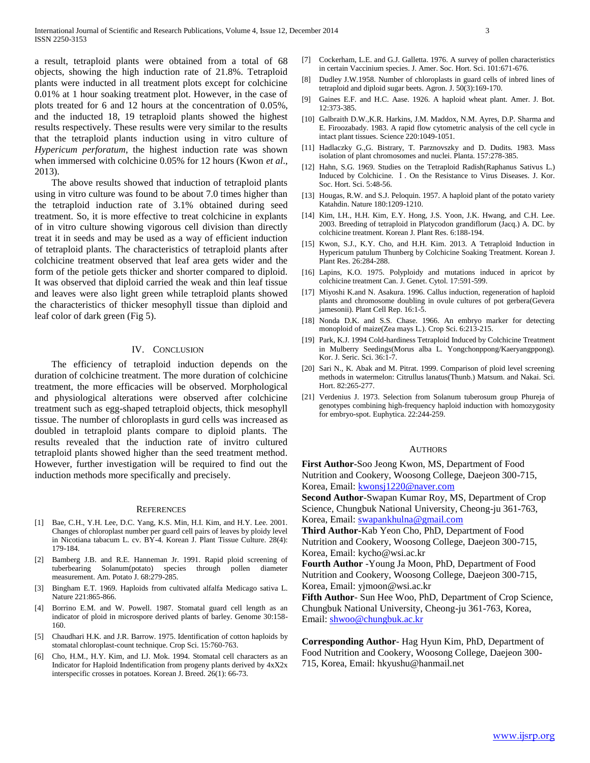a result, tetraploid plants were obtained from a total of 68 objects, showing the high induction rate of 21.8%. Tetraploid plants were inducted in all treatment plots except for colchicine 0.01% at 1 hour soaking treatment plot. However, in the case of plots treated for 6 and 12 hours at the concentration of 0.05%, and the inducted 18, 19 tetraploid plants showed the highest results respectively. These results were very similar to the results that the tetraploid plants induction using in vitro culture of *Hypericum perforatum*, the highest induction rate was shown when immersed with colchicine 0.05% for 12 hours (Kwon *et al*., 2013).

The above results showed that induction of tetraploid plants using in vitro culture was found to be about 7.0 times higher than the tetraploid induction rate of 3.1% obtained during seed treatment. So, it is more effective to treat colchicine in explants of in vitro culture showing vigorous cell division than directly treat it in seeds and may be used as a way of efficient induction of tetraploid plants. The characteristics of tetraploid plants after colchicine treatment observed that leaf area gets wider and the form of the petiole gets thicker and shorter compared to diploid. It was observed that diploid carried the weak and thin leaf tissue and leaves were also light green while tetraploid plants showed the characteristics of thicker mesophyll tissue than diploid and leaf color of dark green (Fig 5).

## IV. Conclusion

The efficiency of tetraploid induction depends on the duration of colchicine treatment. The more duration of colchicine treatment, the more efficacies will be observed. Morphological and physiological alterations were observed after colchicine treatment such as egg-shaped tetraploid objects, thick mesophyll tissue. The number of chloroplasts in gurd cells was increased as doubled in tetraploid plants compare to diploid plants. The results revealed that the induction rate of invitro cultured tetraploid plants showed higher than the seed treatment method. However, further investigation will be required to find out the induction methods more specifically and precisely.

## References

[1] Bae, C.H., Y.H. Lee, D.C. Yang, K.S. Min, H.I. Kim, and H.Y. Lee. 2001. Changes of chloroplast number per guard cell pairs of leaves by ploidy level in Nicotiana tabacum L. cv. BY-4. Korean J. Plant Tissue Culture. 28(4): 179-184.

[2] Bamberg J.B. and R.E. Hanneman Jr. 1991. Rapid ploid screening of tuberbearing Solanum(potato) species through pollen diameter measurement. Am. Potato J. 68:279-285.

[3] Bingham E.T. 1969. Haploids from cultivated alfalfa Medicago sativa L. Nature 221:865-866.

[4] Borrino E.M. and W. Powell. 1987. Stomatal guard cell length as an indicator of ploid in microspore derived plants of barley. Genome 30:158-160.

[5] Chaudhari H.K. and J.R. Barrow. 1975. Identification of cotton haploids by stomatal chloroplast-count technique. Crop Sci. 15:760-763.

[6] Cho, H.M., H.Y. Kim, and I.J. Mok. 1994. Stomatal cell characters as an Indicator for Haploid Indentification from progeny plants derived by 4xX2x interspecific crosses in potatoes. Korean J. Breed. 26(1): 66-73.

[7] Cockerham, L.E. and G.J. Galletta. 1976. A survey of pollen characteristics in certain Vaccinium species. J. Amer. Soc. Hort. Sci. 101:671-676.

[8] Dudley J.W.1958. Number of chloroplasts in guard cells of inbred lines of tetraploid and diploid sugar beets. Agron. J. 50(3):169-170.

[9] Gaines E.F. and H.C. Aase. 1926. A haploid wheat plant. Amer. J. Bot. 12:373-385.

[10] Galbraith D.W.,K.R. Harkins, J.M. Maddox, N.M. Ayres, D.P. Sharma and E. Firoozabady. 1983. A rapid flow cytometric analysis of the cell cycle in intact plant tissues. Science 220:1049-1051.

[11] Hadlaczky G.,G. Bistrary, T. Parznovszky and D. Dudits. 1983. Mass isolation of plant chromosomes and nuclei. Planta. 157:278-385.

[12] Hahn, S.G. 1969. Studies on the Tetraploid Radish(Raphanus Sativus L.) Induced by Colchicine. Ⅰ. On the Resistance to Virus Diseases. J. Kor. Soc. Hort. Sci. 5:48-56.

[13] Hougas, R.W. and S.J. Peloquin. 1957. A haploid plant of the potato variety Katahdin. Nature 180:1209-1210.

[14] Kim, I.H., H.H. Kim, E.Y. Hong, J.S. Yoon, J.K. Hwang, and C.H. Lee. 2003. Breeding of tetraploid in Platycodon grandiflorum (Jacq.) A. DC. by colchicine treatment. Korean J. Plant Res. 6:188-194.

[15] Kwon, S.J., K.Y. Cho, and H.H. Kim. 2013. A Tetraploid Induction in Hypericum patulum Thunberg by Colchicine Soaking Treatment. Korean J. Plant Res. 26:284-288.

[16] Lapins, K.O. 1975. Polyploidy and mutations induced in apricot by colchicine treatment Can. J. Genet. Cytol. 17:591-599.

[17] Miyoshi K.and N. Asakura. 1996. Callus induction, regeneration of haploid plants and chromosome doubling in ovule cultures of pot gerbera(Gevera jamesonii). Plant Cell Rep. 16:1-5.

[18] Nonda D.K. and S.S. Chase. 1966. An embryo marker for detecting monoploid of maize(Zea mays L.). Crop Sci. 6:213-215.

[19] Park, K.J. 1994 Cold-hardiness Tetraploid Induced by Colchicine Treatment in Mulberry Seedings(Morus alba L. Yongchonppong/Kaeryangppong). Kor. J. Seric. Sci. 36:1-7.

[20] Sari N., K. Abak and M. Pitrat. 1999. Comparison of ploid level screening methods in watermelon: Citrullus lanatus(Thunb.) Matsum. and Nakai. Sci. Hort. 82:265-277.

[21] Verdenius J. 1973. Selection from Solanum tuberosum group Phureja of genotypes combining high-frequency haploid induction with homozygosity for embryo-spot. Euphytica. 22:244-259.

## Authors

**First Author**-Soo Jeong Kwon, MS, Department of Food Nutrition and Cookery, Woosong College, Daejeon 300-715, Korea, Email: kwonsj1220@naver.com

**Second Author**-Swapan Kumar Roy, MS, Department of Crop Science, Chungbuk National University, Cheong-ju 361-763, Korea, Email: swapankhulna@gmail.com

**Third Author**-Kab Yeon Cho, PhD, Department of Food Nutrition and Cookery, Woosong College, Daejeon 300-715, Korea, Email: kycho@wsi.ac.kr

**Fourth Author** -Young Ja Moon, PhD, Department of Food Nutrition and Cookery, Woosong College, Daejeon 300-715, Korea, Email: yjmoon@wsi.ac.kr

**Fifth Author**- Sun Hee Woo, PhD, Department of Crop Science, Chungbuk National University, Cheong-ju 361-763, Korea, Email: shwoo@chungbuk.ac.kr

**Corresponding Author**- Hag Hyun Kim, PhD, Department of Food Nutrition and Cookery, Woosong College, Daejeon 300-715, Korea, Email: hkyushu@hanmail.net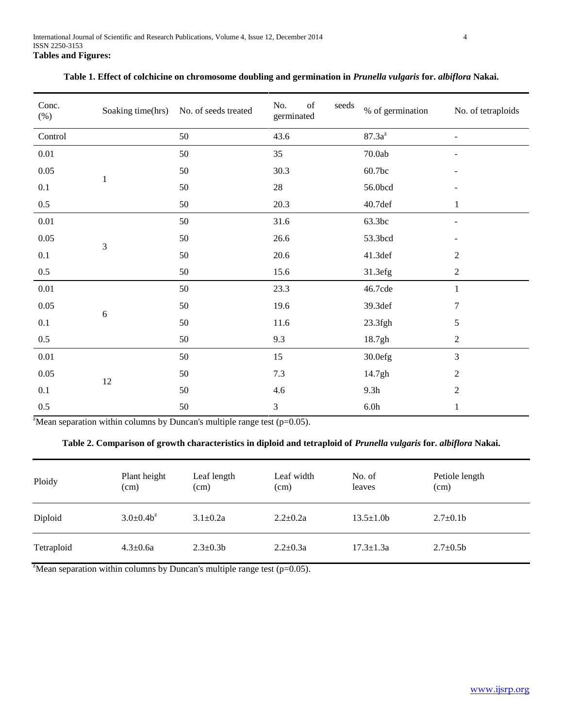**Tables and Figures:**

**Table 1. Effect of colchicine on chromosome doubling and germination in *Prunella vulgaris* for. *albiflora* Nakai.**

| Conc. (%) | Soaking time(hrs) | No. of seeds treated | No. of seeds germinated | % of germination | No. of tetraploids |
|---|---|---|---|---|---|
| Control | | 50 | 43.6 | 87.3a[z] | - |
| 0.01 | 1 | 50 | 35 | 70.0ab | - |
| 0.05 | | 50 | 30.3 | 60.7bc | - |
| 0.1 | | 50 | 28 | 56.0bcd | - |
| 0.5 | | 50 | 20.3 | 40.7def | 1 |
| 0.01 | 3 | 50 | 31.6 | 63.3bc | - |
| 0.05 | | 50 | 26.6 | 53.3bcd | - |
| 0.1 | | 50 | 20.6 | 41.3def | 2 |
| 0.5 | | 50 | 15.6 | 31.3efg | 2 |
| 0.01 | 6 | 50 | 23.3 | 46.7cde | 1 |
| 0.05 | | 50 | 19.6 | 39.3def | 7 |
| 0.1 | | 50 | 11.6 | 23.3fgh | 5 |
| 0.5 | | 50 | 9.3 | 18.7gh | 2 |
| 0.01 | 12 | 50 | 15 | 30.0efg | 3 |
| 0.05 | | 50 | 7.3 | 14.7gh | 2 |
| 0.1 | | 50 | 4.6 | 9.3h | 2 |
| 0.5 | | 50 | 3 | 6.0h | 1 |

[z]Mean separation within columns by Duncan's multiple range test (p=0.05).

**Table 2. Comparison of growth characteristics in diploid and tetraploid of *Prunella vulgaris* for. *albiflora* Nakai.**

| Ploidy | Plant height (cm) | Leaf length (cm) | Leaf width (cm) | No. of leaves | Petiole length (cm) |
|---|---|---|---|---|---|
| Diploid | 3.0±0.4b[z] | 3.1±0.2a | 2.2±0.2a | 13.5±1.0b | 2.7±0.1b |
| Tetraploid | 4.3±0.6a | 2.3±0.3b | 2.2±0.3a | 17.3±1.3a | 2.7±0.5b |

[z]Mean separation within columns by Duncan's multiple range test (p=0.05).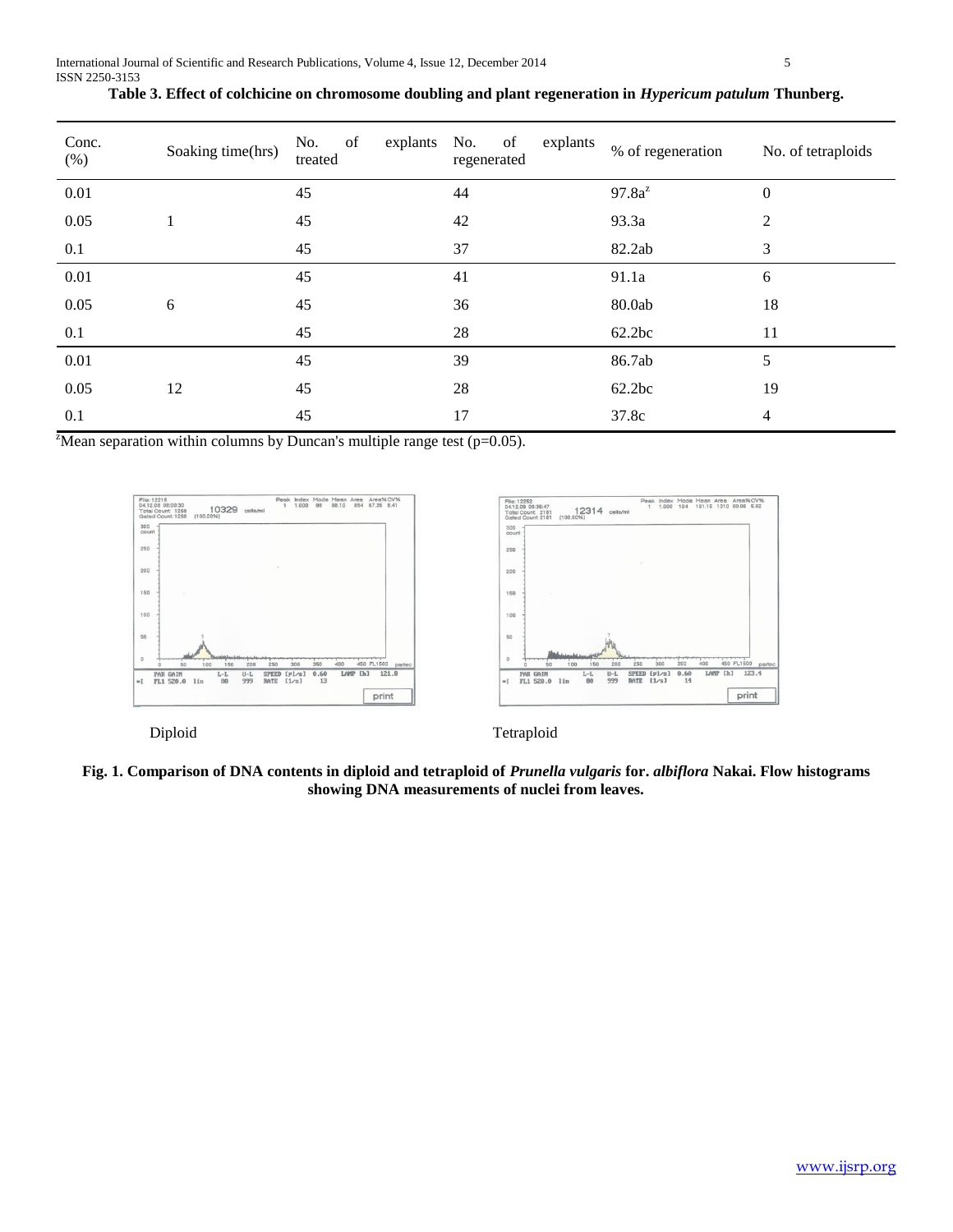**Table 3. Effect of colchicine on chromosome doubling and plant regeneration in *Hypericum patulum* Thunberg.**

| Conc. (%) | Soaking time(hrs) | No. of explants treated | No. of explants regenerated | % of regeneration | No. of tetraploids |
|---|---|---|---|---|---|
| 0.01 | | 45 | 44 | 97.8a[z] | 0 |
| 0.05 | 1 | 45 | 42 | 93.3a | 2 |
| 0.1 | | 45 | 37 | 82.2ab | 3 |
| 0.01 | | 45 | 41 | 91.1a | 6 |
| 0.05 | 6 | 45 | 36 | 80.0ab | 18 |
| 0.1 | | 45 | 28 | 62.2bc | 11 |
| 0.01 | | 45 | 39 | 86.7ab | 5 |
| 0.05 | 12 | 45 | 28 | 62.2bc | 19 |
| 0.1 | | 45 | 17 | 37.8c | 4 |

[z]Mean separation within columns by Duncan's multiple range test (p=0.05).

Diploid

Tetraploid

**Fig. 1. Comparison of DNA contents in diploid and tetraploid of *Prunella vulgaris* for. *albiflora* Nakai. Flow histograms showing DNA measurements of nuclei from leaves.**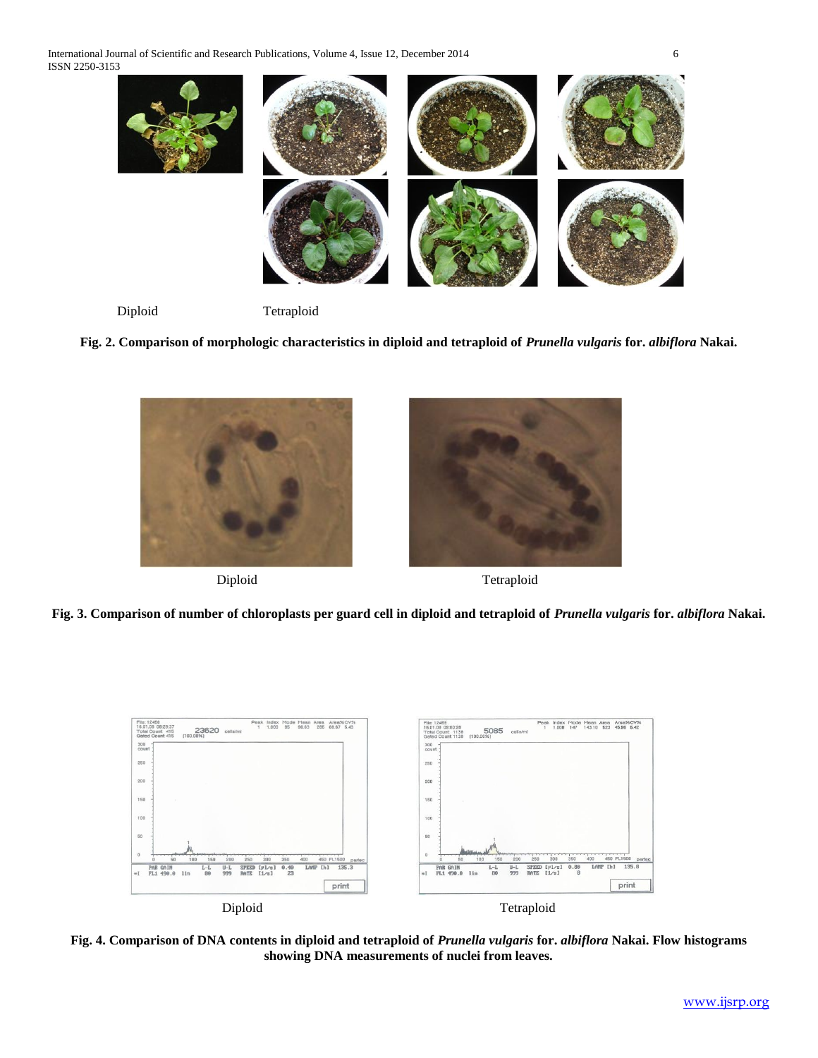Diploid Tetraploid

**Fig. 2. Comparison of morphologic characteristics in diploid and tetraploid of *Prunella vulgaris* for. *albiflora* Nakai.**

Diploid Tetraploid

**Fig. 3. Comparison of number of chloroplasts per guard cell in diploid and tetraploid of *Prunella vulgaris* for. *albiflora* Nakai.**

Diploid Tetraploid

**Fig. 4. Comparison of DNA contents in diploid and tetraploid of *Prunella vulgaris* for. *albiflora* Nakai. Flow histograms showing DNA measurements of nuclei from leaves.**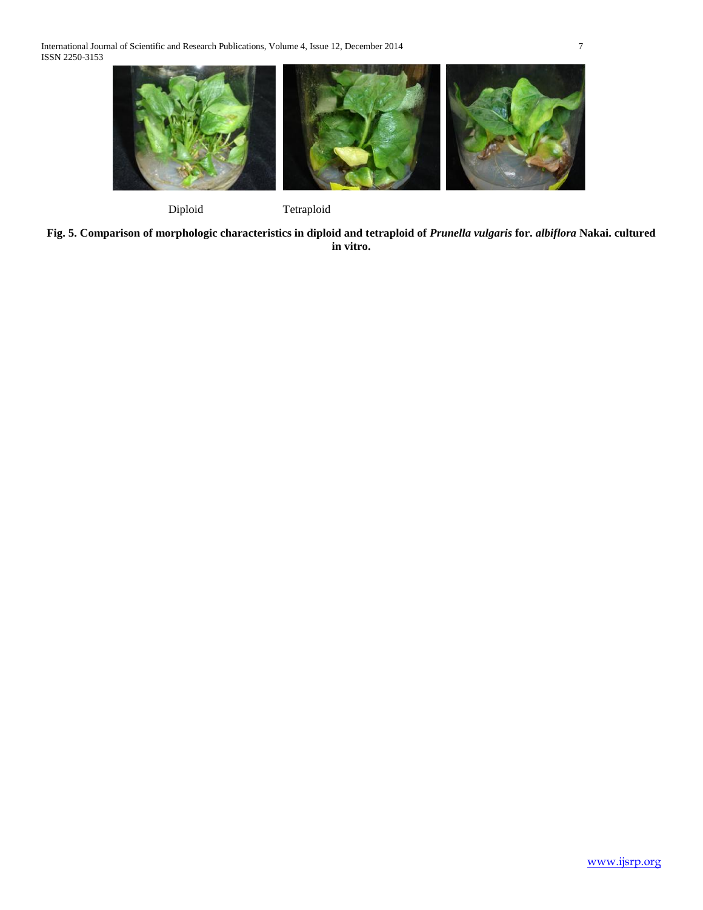Diploid Tetraploid

**Fig. 5. Comparison of morphologic characteristics in diploid and tetraploid of *Prunella vulgaris* for. *albiflora* Nakai. cultured in vitro.**